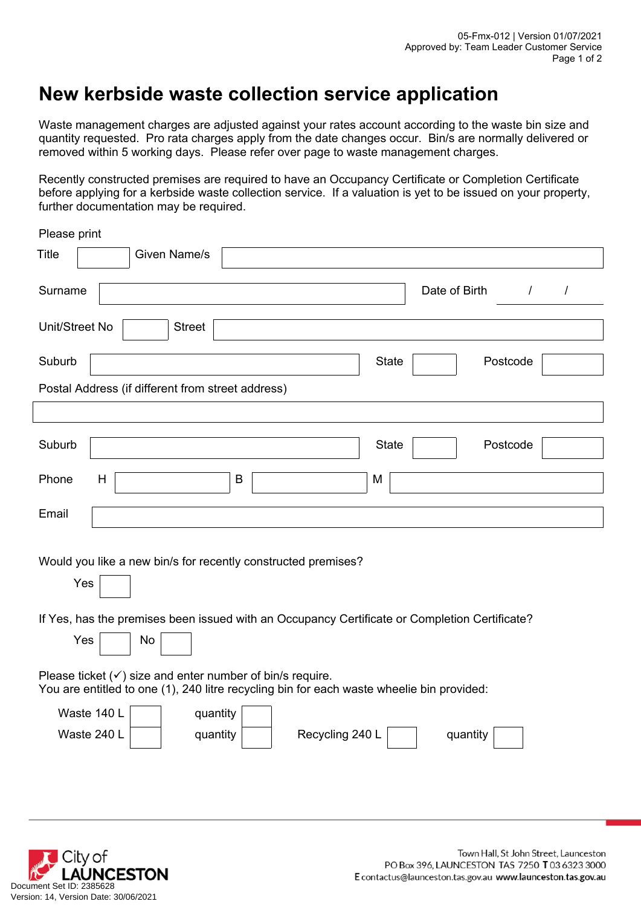05-Fmx-012 | Version 01/07/2021
Approved by: Team Leader Customer Service

# New kerbside waste collection service application

Waste management charges are adjusted against your rates account according to the waste bin size and quantity requested. Pro rata charges apply from the date changes occur. Bin/s are normally delivered or removed within 5 working days. Please refer over page to waste management charges.

Recently constructed premises are required to have an Occupancy Certificate or Completion Certificate before applying for a kerbside waste collection service. If a valuation is yet to be issued on your property, further documentation may be required.

Please print

Title ______ Given Name/s ______________________________

Surname ______________________________ Date of Birth ____ / ____ / ____

Unit/Street No ______ Street ______________________________

Suburb ______________________________ State ______ Postcode ______

Postal Address (if different from street address)

______________________________

Suburb ______________________________ State ______ Postcode ______

Phone H ______________ B ______________ M ______________

Email ______________________________

Would you like a new bin/s for recently constructed premises?

Yes ☐

If Yes, has the premises been issued with an Occupancy Certificate or Completion Certificate?

Yes ☐ No ☐

Please ticket (✓) size and enter number of bin/s require.
You are entitled to one (1), 240 litre recycling bin for each waste wheelie bin provided:

Waste 140 L ☐ quantity ☐

Waste 240 L ☐ quantity ☐ Recycling 240 L ☐ quantity ☐

City of LAUNCESTON

Town Hall, St John Street, Launceston
PO Box 396, LAUNCESTON TAS 7250 **T** 03 6323 3000
**E** contactus@launceston.tas.gov.au **www.launceston.tas.gov.au**

Document Set ID: 2385628
Version: 14, Version Date: 30/06/2021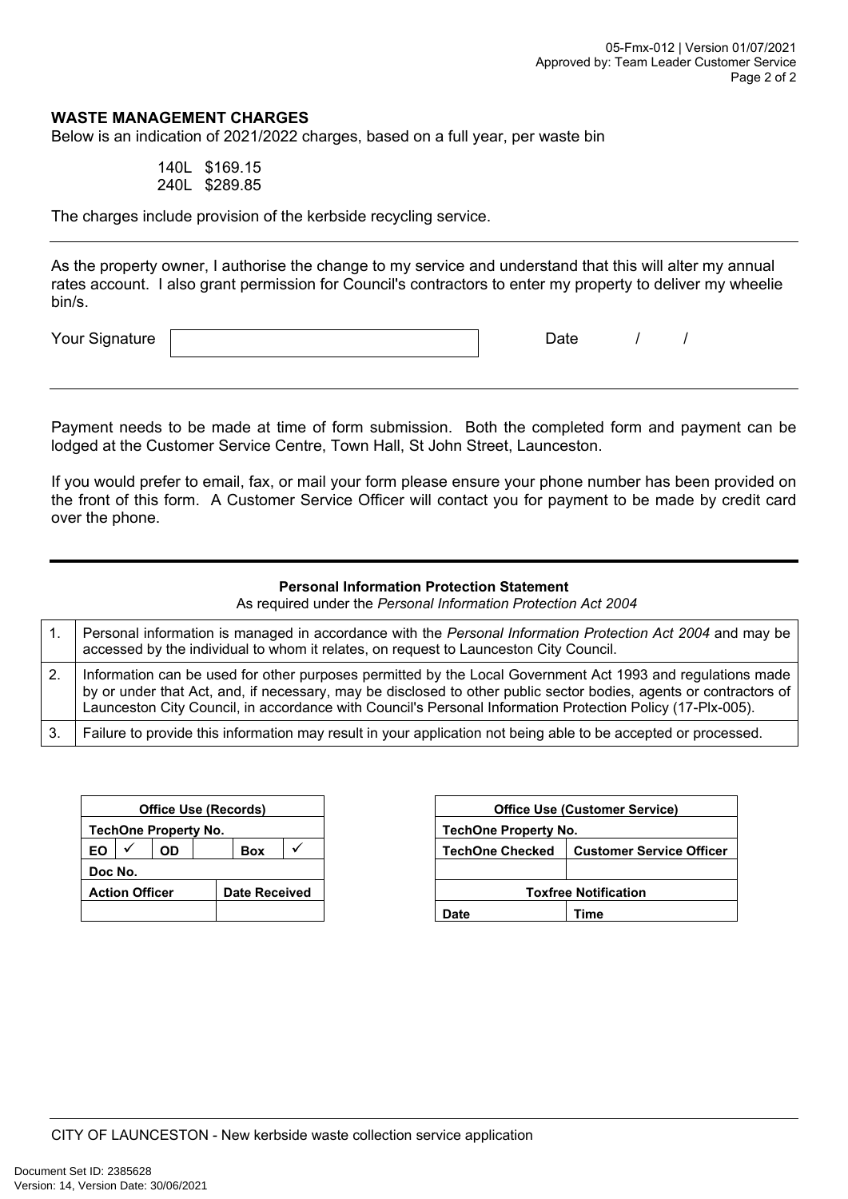## WASTE MANAGEMENT CHARGES

Below is an indication of 2021/2022 charges, based on a full year, per waste bin

140L $169.15
240L $289.85

The charges include provision of the kerbside recycling service.

---

As the property owner, I authorise the change to my service and understand that this will alter my annual rates account. I also grant permission for Council's contractors to enter my property to deliver my wheelie bin/s.

Your Signature ____________________ Date / /

---

Payment needs to be made at time of form submission. Both the completed form and payment can be lodged at the Customer Service Centre, Town Hall, St John Street, Launceston.

If you would prefer to email, fax, or mail your form please ensure your phone number has been provided on the front of this form. A Customer Service Officer will contact you for payment to be made by credit card over the phone.

---

**Personal Information Protection Statement**

As required under the *Personal Information Protection Act 2004*

| | |
|---|---|
| 1. | Personal information is managed in accordance with the *Personal Information Protection Act 2004* and may be accessed by the individual to whom it relates, on request to Launceston City Council. |
| 2. | Information can be used for other purposes permitted by the Local Government Act 1993 and regulations made by or under that Act, and, if necessary, may be disclosed to other public sector bodies, agents or contractors of Launceston City Council, in accordance with Council's Personal Information Protection Policy (17-Plx-005). |
| 3. | Failure to provide this information may result in your application not being able to be accepted or processed. |

| Office Use (Records) | | | | | |
|---|---|---|---|---|---|
| TechOne Property No. | | | | | |
| EO | ✓ | OD | | Box | ✓ |
| Doc No. | | | | | |
| Action Officer | | | Date Received | | |
| | | | | | |

| Office Use (Customer Service) | |
|---|---|
| TechOne Property No. | |
| TechOne Checked | Customer Service Officer |
| | |
| Toxfree Notification | |
| Date | Time |

CITY OF LAUNCESTON - New kerbside waste collection service application

Document Set ID: 2385628
Version: 14, Version Date: 30/06/2021